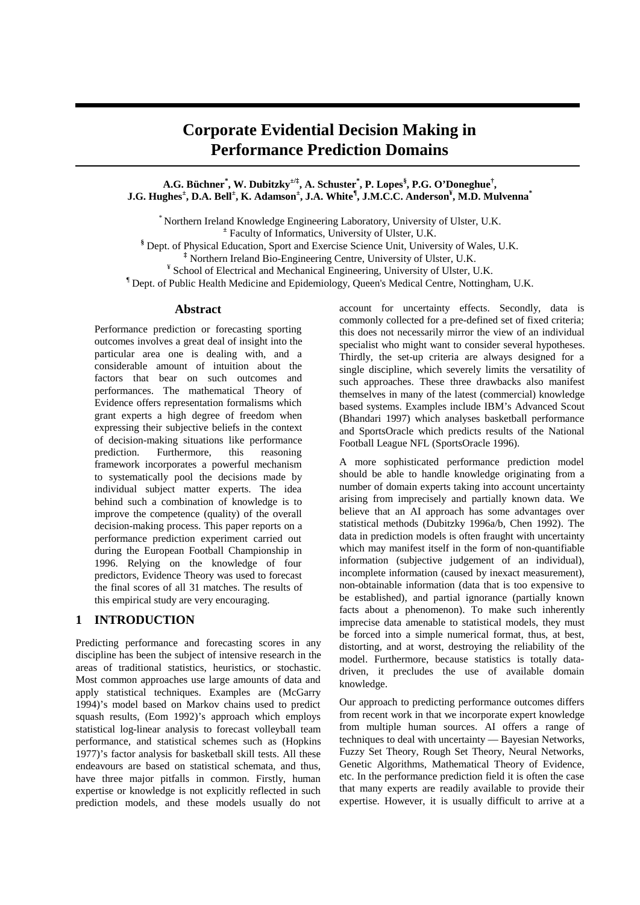# Corporate Evidential Decision Making in Performance Prediction Domains

**A.G. Büchner[*], W. Dubitzky[±/‡], A. Schuster[*], P. Lopes[§], P.G. O'Doneghue[†], J.G. Hughes[±], D.A. Bell[±], K. Adamson[±], J.A. White[¶], J.M.C.C. Anderson[¥], M.D. Mulvenna[*]**

[*] Northern Ireland Knowledge Engineering Laboratory, University of Ulster, U.K.
[±] Faculty of Informatics, University of Ulster, U.K.
[§] Dept. of Physical Education, Sport and Exercise Science Unit, University of Wales, U.K.
[‡] Northern Ireland Bio-Engineering Centre, University of Ulster, U.K.
[¥] School of Electrical and Mechanical Engineering, University of Ulster, U.K.
[¶] Dept. of Public Health Medicine and Epidemiology, Queen's Medical Centre, Nottingham, U.K.

## Abstract

Performance prediction or forecasting sporting outcomes involves a great deal of insight into the particular area one is dealing with, and a considerable amount of intuition about the factors that bear on such outcomes and performances. The mathematical Theory of Evidence offers representation formalisms which grant experts a high degree of freedom when expressing their subjective beliefs in the context of decision-making situations like performance prediction. Furthermore, this reasoning framework incorporates a powerful mechanism to systematically pool the decisions made by individual subject matter experts. The idea behind such a combination of knowledge is to improve the competence (quality) of the overall decision-making process. This paper reports on a performance prediction experiment carried out during the European Football Championship in 1996. Relying on the knowledge of four predictors, Evidence Theory was used to forecast the final scores of all 31 matches. The results of this empirical study are very encouraging.

## 1 INTRODUCTION

Predicting performance and forecasting scores in any discipline has been the subject of intensive research in the areas of traditional statistics, heuristics, or stochastic. Most common approaches use large amounts of data and apply statistical techniques. Examples are (McGarry 1994)'s model based on Markov chains used to predict squash results, (Eom 1992)'s approach which employs statistical log-linear analysis to forecast volleyball team performance, and statistical schemes such as (Hopkins 1977)'s factor analysis for basketball skill tests. All these endeavours are based on statistical schemata, and thus, have three major pitfalls in common. Firstly, human expertise or knowledge is not explicitly reflected in such prediction models, and these models usually do not account for uncertainty effects. Secondly, data is commonly collected for a pre-defined set of fixed criteria; this does not necessarily mirror the view of an individual specialist who might want to consider several hypotheses. Thirdly, the set-up criteria are always designed for a single discipline, which severely limits the versatility of such approaches. These three drawbacks also manifest themselves in many of the latest (commercial) knowledge based systems. Examples include IBM's Advanced Scout (Bhandari 1997) which analyses basketball performance and SportsOracle which predicts results of the National Football League NFL (SportsOracle 1996).

A more sophisticated performance prediction model should be able to handle knowledge originating from a number of domain experts taking into account uncertainty arising from imprecisely and partially known data. We believe that an AI approach has some advantages over statistical methods (Dubitzky 1996a/b, Chen 1992). The data in prediction models is often fraught with uncertainty which may manifest itself in the form of non-quantifiable information (subjective judgement of an individual), incomplete information (caused by inexact measurement), non-obtainable information (data that is too expensive to be established), and partial ignorance (partially known facts about a phenomenon). To make such inherently imprecise data amenable to statistical models, they must be forced into a simple numerical format, thus, at best, distorting, and at worst, destroying the reliability of the model. Furthermore, because statistics is totally data-driven, it precludes the use of available domain knowledge.

Our approach to predicting performance outcomes differs from recent work in that we incorporate expert knowledge from multiple human sources. AI offers a range of techniques to deal with uncertainty — Bayesian Networks, Fuzzy Set Theory, Rough Set Theory, Neural Networks, Genetic Algorithms, Mathematical Theory of Evidence, etc. In the performance prediction field it is often the case that many experts are readily available to provide their expertise. However, it is usually difficult to arrive at a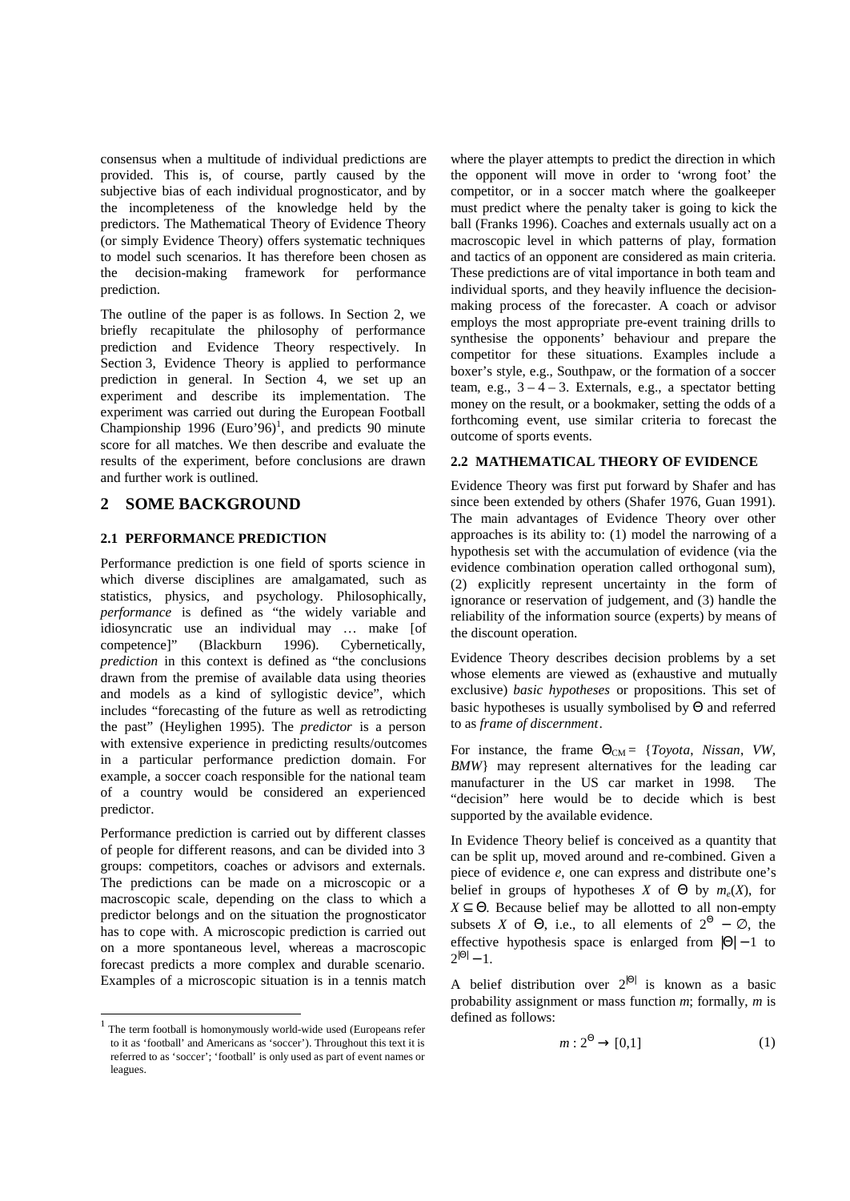consensus when a multitude of individual predictions are provided. This is, of course, partly caused by the subjective bias of each individual prognosticator, and by the incompleteness of the knowledge held by the predictors. The Mathematical Theory of Evidence Theory (or simply Evidence Theory) offers systematic techniques to model such scenarios. It has therefore been chosen as the decision-making framework for performance prediction.

The outline of the paper is as follows. In Section 2, we briefly recapitulate the philosophy of performance prediction and Evidence Theory respectively. In Section 3, Evidence Theory is applied to performance prediction in general. In Section 4, we set up an experiment and describe its implementation. The experiment was carried out during the European Football Championship 1996 (Euro'96)[1], and predicts 90 minute score for all matches. We then describe and evaluate the results of the experiment, before conclusions are drawn and further work is outlined.

## 2 SOME BACKGROUND

### 2.1 PERFORMANCE PREDICTION

Performance prediction is one field of sports science in which diverse disciplines are amalgamated, such as statistics, physics, and psychology. Philosophically, *performance* is defined as "the widely variable and idiosyncratic use an individual may … make [of competence]" (Blackburn 1996). Cybernetically, *prediction* in this context is defined as "the conclusions drawn from the premise of available data using theories and models as a kind of syllogistic device", which includes "forecasting of the future as well as retrodicting the past" (Heylighen 1995). The *predictor* is a person with extensive experience in predicting results/outcomes in a particular performance prediction domain. For example, a soccer coach responsible for the national team of a country would be considered an experienced predictor.

Performance prediction is carried out by different classes of people for different reasons, and can be divided into 3 groups: competitors, coaches or advisors and externals. The predictions can be made on a microscopic or a macroscopic scale, depending on the class to which a predictor belongs and on the situation the prognosticator has to cope with. A microscopic prediction is carried out on a more spontaneous level, whereas a macroscopic forecast predicts a more complex and durable scenario. Examples of a microscopic situation is in a tennis match where the player attempts to predict the direction in which the opponent will move in order to 'wrong foot' the competitor, or in a soccer match where the goalkeeper must predict where the penalty taker is going to kick the ball (Franks 1996). Coaches and externals usually act on a macroscopic level in which patterns of play, formation and tactics of an opponent are considered as main criteria. These predictions are of vital importance in both team and individual sports, and they heavily influence the decision-making process of the forecaster. A coach or advisor employs the most appropriate pre-event training drills to synthesise the opponents' behaviour and prepare the competitor for these situations. Examples include a boxer's style, e.g., Southpaw, or the formation of a soccer team, e.g., 3 – 4 – 3. Externals, e.g., a spectator betting money on the result, or a bookmaker, setting the odds of a forthcoming event, use similar criteria to forecast the outcome of sports events.

### 2.2 MATHEMATICAL THEORY OF EVIDENCE

Evidence Theory was first put forward by Shafer and has since been extended by others (Shafer 1976, Guan 1991). The main advantages of Evidence Theory over other approaches is its ability to: (1) model the narrowing of a hypothesis set with the accumulation of evidence (via the evidence combination operation called orthogonal sum), (2) explicitly represent uncertainty in the form of ignorance or reservation of judgement, and (3) handle the reliability of the information source (experts) by means of the discount operation.

Evidence Theory describes decision problems by a set whose elements are viewed as (exhaustive and mutually exclusive) *basic hypotheses* or propositions. This set of basic hypotheses is usually symbolised by $\Theta$ and referred to as *frame of discernment*.

For instance, the frame $\Theta_{CM}$ = {*Toyota*, *Nissan*, *VW*, *BMW*} may represent alternatives for the leading car manufacturer in the US car market in 1998. The "decision" here would be to decide which is best supported by the available evidence.

In Evidence Theory belief is conceived as a quantity that can be split up, moved around and re-combined. Given a piece of evidence *e*, one can express and distribute one's belief in groups of hypotheses *X* of $\Theta$ by $m_e(X)$, for $X \subseteq \Theta$. Because belief may be allotted to all non-empty subsets *X* of $\Theta$, i.e., to all elements of $2^{\Theta} - \emptyset$, the effective hypothesis space is enlarged from $|\Theta| - 1$ to $2^{|\Theta|} - 1$.

A belief distribution over $2^{|\Theta|}$ is known as a basic probability assignment or mass function *m*; formally, *m* is defined as follows:

$$m : 2^{\Theta} \rightarrow [0,1] \qquad (1)$$

[1] The term football is homonymously world-wide used (Europeans refer to it as 'football' and Americans as 'soccer'). Throughout this text it is referred to as 'soccer'; 'football' is only used as part of event names or leagues.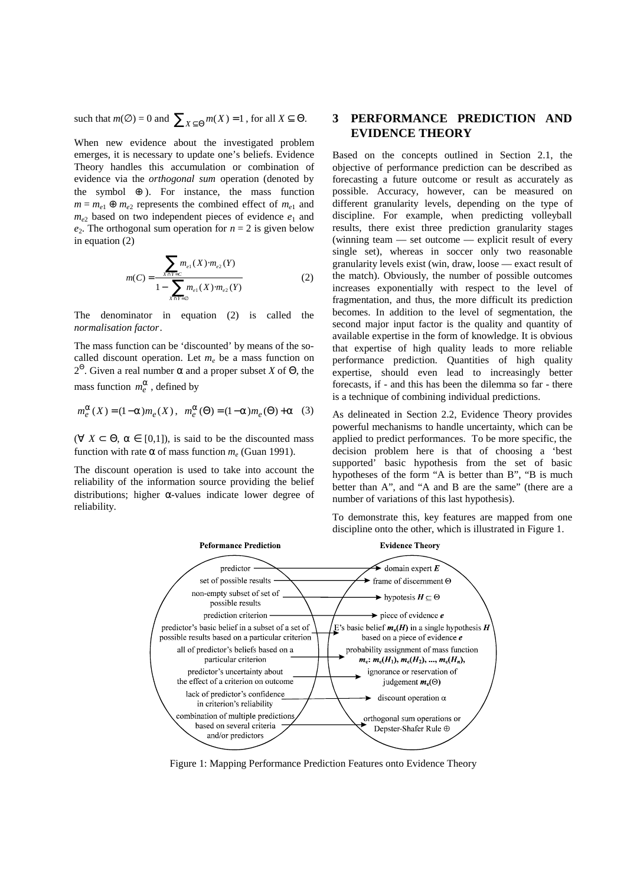such that $m(\emptyset) = 0$ and $\sum_{X \subseteq \Theta} m(X) = 1$, for all $X \subseteq \Theta$.

When new evidence about the investigated problem emerges, it is necessary to update one's beliefs. Evidence Theory handles this accumulation or combination of evidence via the *orthogonal sum* operation (denoted by the symbol $\oplus$). For instance, the mass function $m = m_{e1} \oplus m_{e2}$ represents the combined effect of $m_{e1}$ and $m_{e2}$ based on two independent pieces of evidence $e_1$ and $e_2$. The orthogonal sum operation for $n = 2$ is given below in equation (2)

$$m(C) = \frac{\sum_{X \cap Y = C} m_{e1}(X) \cdot m_{e2}(Y)}{1 - \sum_{X \cap Y = \emptyset} m_{e1}(X) \cdot m_{e2}(Y)} \quad (2)$$

The denominator in equation (2) is called the *normalisation factor*.

The mass function can be 'discounted' by means of the so-called discount operation. Let $m_e$ be a mass function on $2^{\Theta}$. Given a real number $\alpha$ and a proper subset $X$ of $\Theta$, the mass function $m_e^{\alpha}$, defined by

$$m_e^{\alpha}(X) = (1-\alpha)m_e(X), \quad m_e^{\alpha}(\Theta) = (1-\alpha)m_e(\Theta) + \alpha \quad (3)$$

($\forall\ X \subset \Theta$, $\alpha \in [0,1]$), is said to be the discounted mass function with rate $\alpha$ of mass function $m_e$ (Guan 1991).

The discount operation is used to take into account the reliability of the information source providing the belief distributions; higher $\alpha$-values indicate lower degree of reliability.

## 3 PERFORMANCE PREDICTION AND EVIDENCE THEORY

Based on the concepts outlined in Section 2.1, the objective of performance prediction can be described as forecasting a future outcome or result as accurately as possible. Accuracy, however, can be measured on different granularity levels, depending on the type of discipline. For example, when predicting volleyball results, there exist three prediction granularity stages (winning team — set outcome — explicit result of every single set), whereas in soccer only two reasonable granularity levels exist (win, draw, loose — exact result of the match). Obviously, the number of possible outcomes increases exponentially with respect to the level of fragmentation, and thus, the more difficult its prediction becomes. In addition to the level of segmentation, the second major input factor is the quality and quantity of available expertise in the form of knowledge. It is obvious that expertise of high quality leads to more reliable performance prediction. Quantities of high quality expertise, should even lead to increasingly better forecasts, if - and this has been the dilemma so far - there is a technique of combining individual predictions.

As delineated in Section 2.2, Evidence Theory provides powerful mechanisms to handle uncertainty, which can be applied to predict performances. To be more specific, the decision problem here is that of choosing a 'best supported' basic hypothesis from the set of basic hypotheses of the form "A is better than B", "B is much better than A", and "A and B are the same" (there are a number of variations of this last hypothesis).

To demonstrate this, key features are mapped from one discipline onto the other, which is illustrated in Figure 1.

| Peformance Prediction | Evidence Theory |
|---|---|
| predictor | domain expert $E$ |
| set of possible results | frame of discernment $\Theta$ |
| non-empty subset of set of possible results | hypothesis $H \subset \Theta$ |
| prediction criterion | piece of evidence $e$ |
| predictor's basic belief in a subset of a set of possible results based on a particular criterion | E's basic belief $m_e(H)$ in a single hypothesis $H$ based on a piece of evidence $e$ |
| all of predictor's beliefs based on a particular criterion | probability assignment of mass function $m_e$: $m_e(H_1)$, $m_e(H_2)$, ..., $m_e(H_n)$, |
| predictor's uncertainty about the effect of a criterion on outcome | ignorance or reservation of judgement $m_e(\Theta)$ |
| lack of predictor's confidence in criterion's reliability | discount operation $\alpha$ |
| combination of multiple predictions based on several criteria and/or predictors | orthogonal sum operations or Depster-Shafer Rule $\oplus$ |

Figure 1: Mapping Performance Prediction Features onto Evidence Theory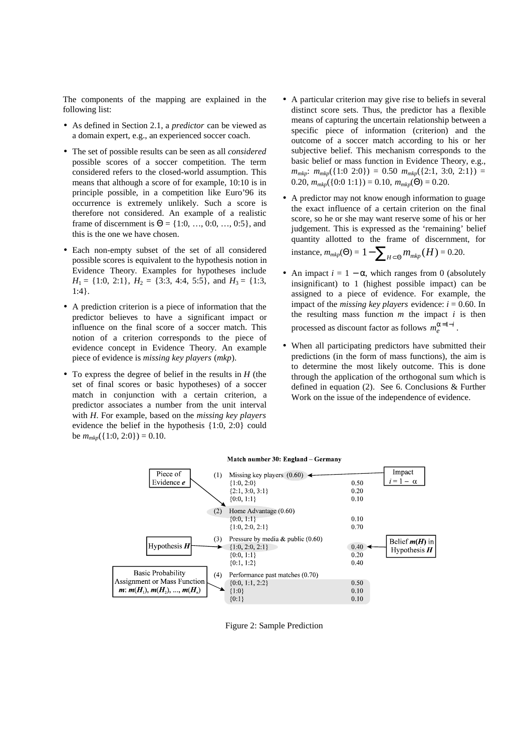The components of the mapping are explained in the following list:

- As defined in Section 2.1, a *predictor* can be viewed as a domain expert, e.g., an experienced soccer coach.
- The set of possible results can be seen as all *considered* possible scores of a soccer competition. The term considered refers to the closed-world assumption. This means that although a score of for example, 10:10 is in principle possible, in a competition like Euro'96 its occurrence is extremely unlikely. Such a score is therefore not considered. An example of a realistic frame of discernment is $\Theta$ = {1:0, …, 0:0, …, 0:5}, and this is the one we have chosen.
- Each non-empty subset of the set of all considered possible scores is equivalent to the hypothesis notion in Evidence Theory. Examples for hypotheses include $H_1$ = {1:0, 2:1}, $H_2$ = {3:3, 4:4, 5:5}, and $H_3$ = {1:3, 1:4}.
- A prediction criterion is a piece of information that the predictor believes to have a significant impact or influence on the final score of a soccer match. This notion of a criterion corresponds to the piece of evidence concept in Evidence Theory. An example piece of evidence is *missing key players* (*mkp*).
- To express the degree of belief in the results in *H* (the set of final scores or basic hypotheses) of a soccer match in conjunction with a certain criterion, a predictor associates a number from the unit interval with *H*. For example, based on the *missing key players* evidence the belief in the hypothesis {1:0, 2:0} could be $m_{mkp}(\{1{:}0, 2{:}0\}) = 0.10$.
- A particular criterion may give rise to beliefs in several distinct score sets. Thus, the predictor has a flexible means of capturing the uncertain relationship between a specific piece of information (criterion) and the outcome of a soccer match according to his or her subjective belief. This mechanism corresponds to the basic belief or mass function in Evidence Theory, e.g., $m_{mkp}$: $m_{mkp}(\{1{:}0\ 2{:}0\}) = 0.50$ $m_{mkp}(\{2{:}1, 3{:}0, 2{:}1\}) = 0.20$, $m_{mkp}(\{0{:}0\ 1{:}1\}) = 0.10$, $m_{mkp}(\Theta) = 0.20$.
- A predictor may not know enough information to guage the exact influence of a certain criterion on the final score, so he or she may want reserve some of his or her judgement. This is expressed as the 'remaining' belief quantity allotted to the frame of discernment, for instance, $m_{mkp}(\Theta) = 1 - \sum_{H \subset \Theta} m_{mkp}(H) = 0.20$.
- An impact $i = 1 - \alpha$, which ranges from 0 (absolutely insignificant) to 1 (highest possible impact) can be assigned to a piece of evidence. For example, the impact of the *missing key players* evidence: $i = 0.60$. In the resulting mass function *m* the impact *i* is then processed as discount factor as follows $m_e^{\alpha = 1 - i}$.
- When all participating predictors have submitted their predictions (in the form of mass functions), the aim is to determine the most likely outcome. This is done through the application of the orthogonal sum which is defined in equation (2). See 6. Conclusions & Further Work on the issue of the independence of evidence.

**Match number 30: England – Germany**

| | Criterion / Hypothesis | Belief |
|---|---|---|
| (1) | Missing key players (0.60) | |
| | {1:0, 2:0} | 0.50 |
| | {2:1, 3:0, 3:1} | 0.20 |
| | {0:0, 1:1} | 0.10 |
| (2) | Home Advantage (0.60) | |
| | {0:0, 1:1} | 0.10 |
| | {1:0, 2:0, 2:1} | 0.70 |
| (3) | Pressure by media & public (0.60) | |
| | {1:0, 2:0, 2:1} | 0.40 |
| | {0:0, 1:1} | 0.20 |
| | {0:1, 1:2} | 0.40 |
| (4) | Performance past matches (0.70) | |
| | {0:0, 1:1, 2:2} | 0.50 |
| | {1:0} | 0.10 |
| | {0:1} | 0.10 |

Annotations: Piece of Evidence *e*; Impact $i = 1 - \alpha$; Hypothesis ***H***; Belief ***m*(*H*)** in Hypothesis ***H***; Basic Probability Assignment or Mass Function ***m***: ***m*($H_1$), *m*($H_2$), ..., *m*($H_n$)**

Figure 2: Sample Prediction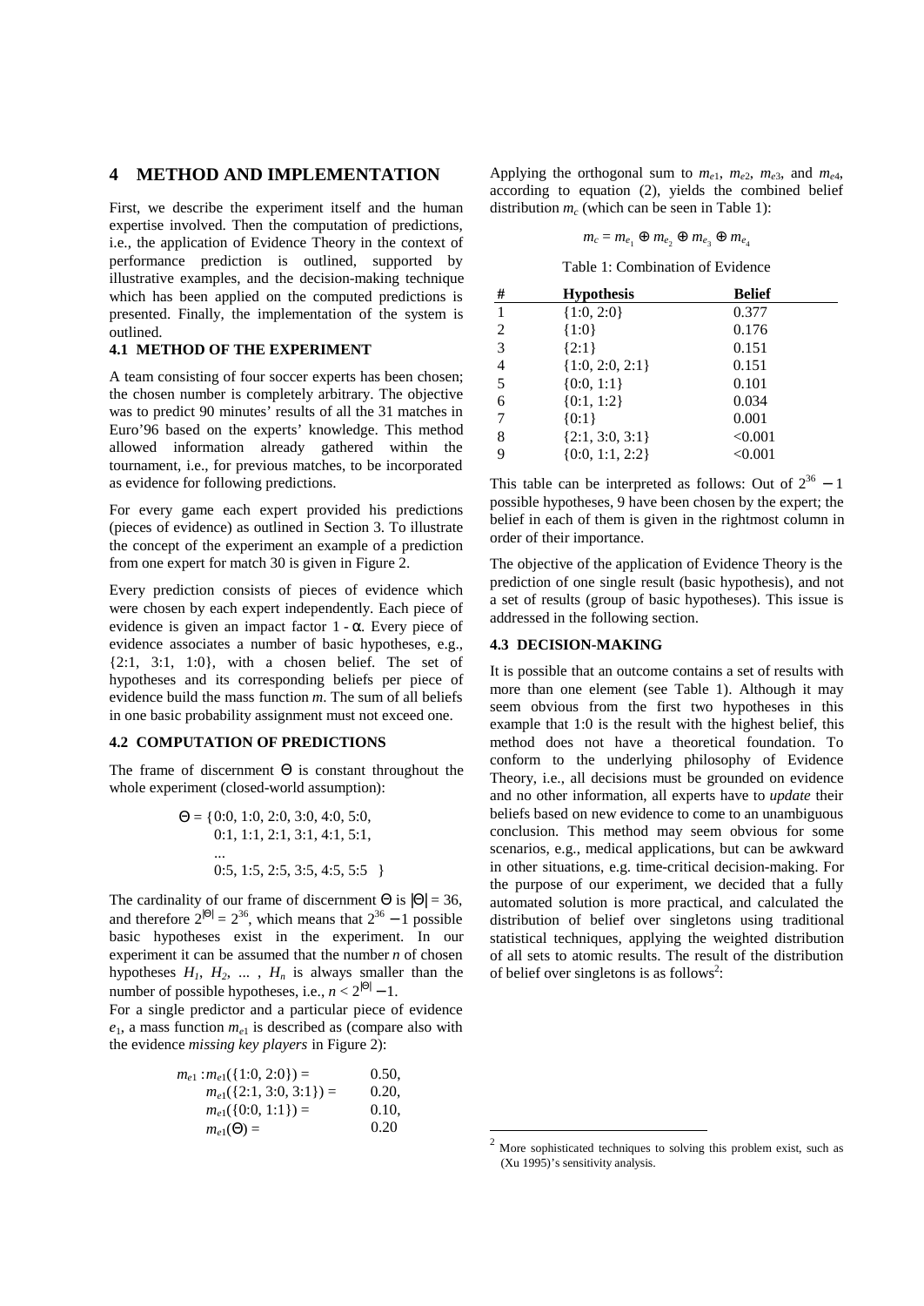## 4 METHOD AND IMPLEMENTATION

First, we describe the experiment itself and the human expertise involved. Then the computation of predictions, i.e., the application of Evidence Theory in the context of performance prediction is outlined, supported by illustrative examples, and the decision-making technique which has been applied on the computed predictions is presented. Finally, the implementation of the system is outlined.

### 4.1 METHOD OF THE EXPERIMENT

A team consisting of four soccer experts has been chosen; the chosen number is completely arbitrary. The objective was to predict 90 minutes' results of all the 31 matches in Euro'96 based on the experts' knowledge. This method allowed information already gathered within the tournament, i.e., for previous matches, to be incorporated as evidence for following predictions.

For every game each expert provided his predictions (pieces of evidence) as outlined in Section 3. To illustrate the concept of the experiment an example of a prediction from one expert for match 30 is given in Figure 2.

Every prediction consists of pieces of evidence which were chosen by each expert independently. Each piece of evidence is given an impact factor $1 - \alpha$. Every piece of evidence associates a number of basic hypotheses, e.g., {2:1, 3:1, 1:0}, with a chosen belief. The set of hypotheses and its corresponding beliefs per piece of evidence build the mass function $m$. The sum of all beliefs in one basic probability assignment must not exceed one.

### 4.2 COMPUTATION OF PREDICTIONS

The frame of discernment $\Theta$ is constant throughout the whole experiment (closed-world assumption):

$$
\begin{aligned}
\Theta = \{&0{:}0,\ 1{:}0,\ 2{:}0,\ 3{:}0,\ 4{:}0,\ 5{:}0,\\
&0{:}1,\ 1{:}1,\ 2{:}1,\ 3{:}1,\ 4{:}1,\ 5{:}1,\\
&\ldots\\
&0{:}5,\ 1{:}5,\ 2{:}5,\ 3{:}5,\ 4{:}5,\ 5{:}5\ \}
\end{aligned}
$$

The cardinality of our frame of discernment $\Theta$ is $|\Theta| = 36$, and therefore $2^{|\Theta|} = 2^{36}$, which means that $2^{36} - 1$ possible basic hypotheses exist in the experiment. In our experiment it can be assumed that the number $n$ of chosen hypotheses $H_1, H_2, \ldots, H_n$ is always smaller than the number of possible hypotheses, i.e., $n < 2^{|\Theta|} - 1$.

For a single predictor and a particular piece of evidence $e_1$, a mass function $m_{e1}$ is described as (compare also with the evidence *missing key players* in Figure 2):

$$
\begin{aligned}
m_{e1} : m_{e1}(\{1{:}0, 2{:}0\}) &= 0.50,\\
m_{e1}(\{2{:}1, 3{:}0, 3{:}1\}) &= 0.20,\\
m_{e1}(\{0{:}0, 1{:}1\}) &= 0.10,\\
m_{e1}(\Theta) &= 0.20
\end{aligned}
$$

Applying the orthogonal sum to $m_{e1}$, $m_{e2}$, $m_{e3}$, and $m_{e4}$, according to equation (2), yields the combined belief distribution $m_c$ (which can be seen in Table 1):

$$
m_c = m_{e_1} \oplus m_{e_2} \oplus m_{e_3} \oplus m_{e_4}
$$

Table 1: Combination of Evidence

| # | Hypothesis | Belief |
|---|---|---|
| 1 | {1:0, 2:0} | 0.377 |
| 2 | {1:0} | 0.176 |
| 3 | {2:1} | 0.151 |
| 4 | {1:0, 2:0, 2:1} | 0.151 |
| 5 | {0:0, 1:1} | 0.101 |
| 6 | {0:1, 1:2} | 0.034 |
| 7 | {0:1} | 0.001 |
| 8 | {2:1, 3:0, 3:1} | <0.001 |
| 9 | {0:0, 1:1, 2:2} | <0.001 |

This table can be interpreted as follows: Out of $2^{36} - 1$ possible hypotheses, 9 have been chosen by the expert; the belief in each of them is given in the rightmost column in order of their importance.

The objective of the application of Evidence Theory is the prediction of one single result (basic hypothesis), and not a set of results (group of basic hypotheses). This issue is addressed in the following section.

### 4.3 DECISION-MAKING

It is possible that an outcome contains a set of results with more than one element (see Table 1). Although it may seem obvious from the first two hypotheses in this example that 1:0 is the result with the highest belief, this method does not have a theoretical foundation. To conform to the underlying philosophy of Evidence Theory, i.e., all decisions must be grounded on evidence and no other information, all experts have to *update* their beliefs based on new evidence to come to an unambiguous conclusion. This method may seem obvious for some scenarios, e.g., medical applications, but can be awkward in other situations, e.g. time-critical decision-making. For the purpose of our experiment, we decided that a fully automated solution is more practical, and calculated the distribution of belief over singletons using traditional statistical techniques, applying the weighted distribution of all sets to atomic results. The result of the distribution of belief over singletons is as follows[2]:

[2] More sophisticated techniques to solving this problem exist, such as (Xu 1995)'s sensitivity analysis.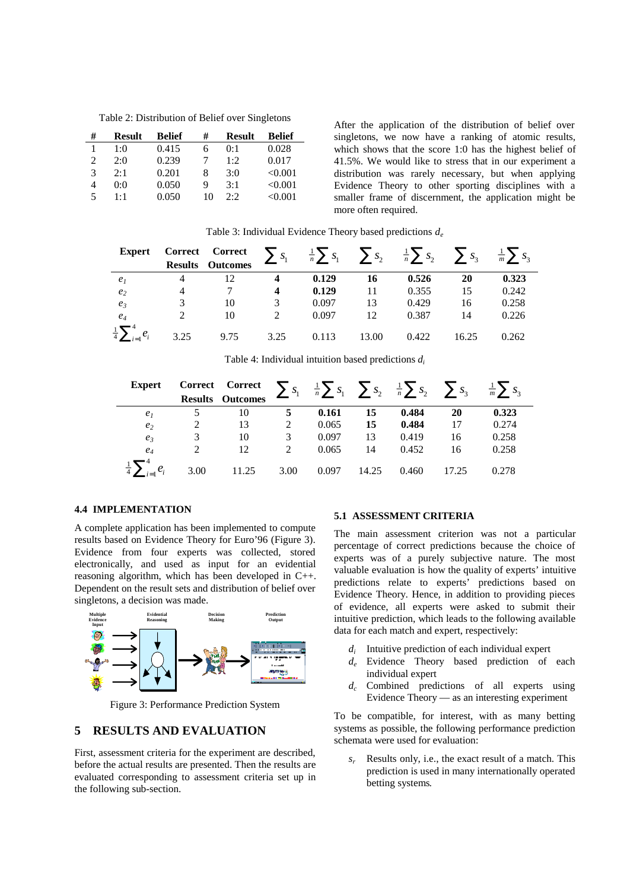Table 2: Distribution of Belief over Singletons

| # | Result | Belief | # | Result | Belief |
|---|---|---|---|---|---|
| 1 | 1:0 | 0.415 | 6 | 0:1 | 0.028 |
| 2 | 2:0 | 0.239 | 7 | 1:2 | 0.017 |
| 3 | 2:1 | 0.201 | 8 | 3:0 | <0.001 |
| 4 | 0:0 | 0.050 | 9 | 3:1 | <0.001 |
| 5 | 1:1 | 0.050 | 10 | 2:2 | <0.001 |

After the application of the distribution of belief over singletons, we now have a ranking of atomic results, which shows that the score 1:0 has the highest belief of 41.5%. We would like to stress that in our experiment a distribution was rarely necessary, but when applying Evidence Theory to other sporting disciplines with a smaller frame of discernment, the application might be more often required.

Table 3: Individual Evidence Theory based predictions $d_e$

| Expert | Correct Results | Correct Outcomes | $\sum s_1$ | $\frac{1}{n}\sum s_1$ | $\sum s_2$ | $\frac{1}{n}\sum s_2$ | $\sum s_3$ | $\frac{1}{m}\sum s_3$ |
|---|---|---|---|---|---|---|---|---|
| $e_1$ | 4 | 12 | **4** | **0.129** | **16** | **0.526** | **20** | **0.323** |
| $e_2$ | 4 | 7 | **4** | **0.129** | 11 | 0.355 | 15 | 0.242 |
| $e_3$ | 3 | 10 | 3 | 0.097 | 13 | 0.429 | 16 | 0.258 |
| $e_4$ | 2 | 10 | 2 | 0.097 | 12 | 0.387 | 14 | 0.226 |
| $\frac{1}{4}\sum_{i=1}^{4} e_i$ | 3.25 | 9.75 | 3.25 | 0.113 | 13.00 | 0.422 | 16.25 | 0.262 |

Table 4: Individual intuition based predictions $d_i$

| Expert | Correct Results | Correct Outcomes | $\sum s_1$ | $\frac{1}{n}\sum s_1$ | $\sum s_2$ | $\frac{1}{n}\sum s_2$ | $\sum s_3$ | $\frac{1}{m}\sum s_3$ |
|---|---|---|---|---|---|---|---|---|
| $e_1$ | 5 | 10 | **5** | **0.161** | **15** | **0.484** | **20** | **0.323** |
| $e_2$ | 2 | 13 | 2 | 0.065 | **15** | **0.484** | 17 | 0.274 |
| $e_3$ | 3 | 10 | 3 | 0.097 | 13 | 0.419 | 16 | 0.258 |
| $e_4$ | 2 | 12 | 2 | 0.065 | 14 | 0.452 | 16 | 0.258 |
| $\frac{1}{4}\sum_{i=1}^{4} e_i$ | 3.00 | 11.25 | 3.00 | 0.097 | 14.25 | 0.460 | 17.25 | 0.278 |

### 4.4 IMPLEMENTATION

A complete application has been implemented to compute results based on Evidence Theory for Euro'96 (Figure 3). Evidence from four experts was collected, stored electronically, and used as input for an evidential reasoning algorithm, which has been developed in C++. Dependent on the result sets and distribution of belief over singletons, a decision was made.

Figure 3: Performance Prediction System

## 5 RESULTS AND EVALUATION

First, assessment criteria for the experiment are described, before the actual results are presented. Then the results are evaluated corresponding to assessment criteria set up in the following sub-section.

### 5.1 ASSESSMENT CRITERIA

The main assessment criterion was not a particular percentage of correct predictions because the choice of experts was of a purely subjective nature. The most valuable evaluation is how the quality of experts' intuitive predictions relate to experts' predictions based on Evidence Theory. Hence, in addition to providing pieces of evidence, all experts were asked to submit their intuitive prediction, which leads to the following available data for each match and expert, respectively:

- $d_i$ Intuitive prediction of each individual expert
- $d_e$ Evidence Theory based prediction of each individual expert
- $d_c$ Combined predictions of all experts using Evidence Theory — as an interesting experiment

To be compatible, for interest, with as many betting systems as possible, the following performance prediction schemata were used for evaluation:

- $s_r$ Results only, i.e., the exact result of a match. This prediction is used in many internationally operated betting systems.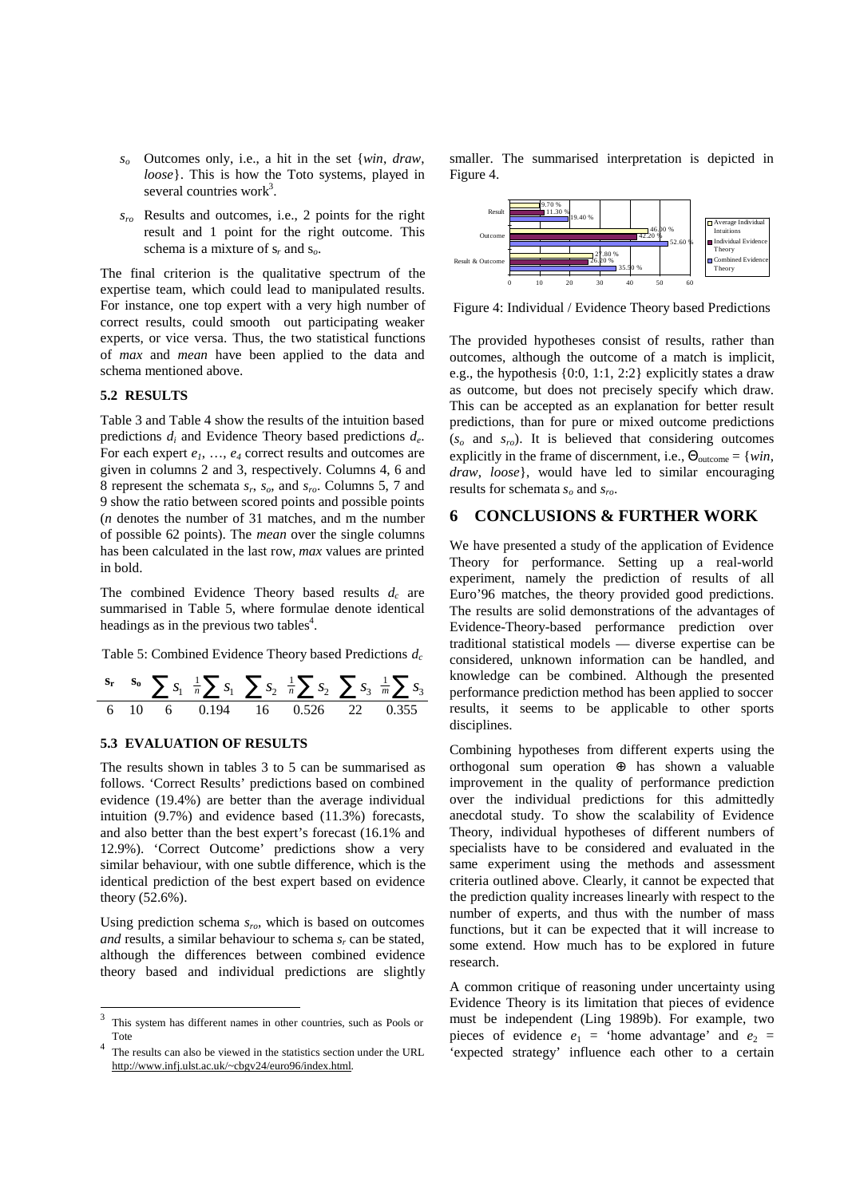- $s_o$ Outcomes only, i.e., a hit in the set {*win*, *draw*, *loose*}. This is how the Toto systems, played in several countries work[3].
- $s_{ro}$ Results and outcomes, i.e., 2 points for the right result and 1 point for the right outcome. This schema is a mixture of $s_r$ and $s_o$.

The final criterion is the qualitative spectrum of the expertise team, which could lead to manipulated results. For instance, one top expert with a very high number of correct results, could smooth out participating weaker experts, or vice versa. Thus, the two statistical functions of *max* and *mean* have been applied to the data and schema mentioned above.

### 5.2 RESULTS

Table 3 and Table 4 show the results of the intuition based predictions $d_i$ and Evidence Theory based predictions $d_e$. For each expert $e_1, \ldots, e_4$ correct results and outcomes are given in columns 2 and 3, respectively. Columns 4, 6 and 8 represent the schemata $s_r$, $s_o$, and $s_{ro}$. Columns 5, 7 and 9 show the ratio between scored points and possible points ($n$ denotes the number of 31 matches, and m the number of possible 62 points). The *mean* over the single columns has been calculated in the last row, *max* values are printed in bold.

The combined Evidence Theory based results $d_c$ are summarised in Table 5, where formulae denote identical headings as in the previous two tables[4].

Table 5: Combined Evidence Theory based Predictions $d_c$

| $\mathbf{s_r}$ | $\mathbf{s_o}$ | $\sum s_1$ | $\frac{1}{n}\sum s_1$ | $\sum s_2$ | $\frac{1}{n}\sum s_2$ | $\sum s_3$ | $\frac{1}{m}\sum s_3$ |
|---|---|---|---|---|---|---|---|
| 6 | 10 | 6 | 0.194 | 16 | 0.526 | 22 | 0.355 |

### 5.3 EVALUATION OF RESULTS

The results shown in tables 3 to 5 can be summarised as follows. 'Correct Results' predictions based on combined evidence (19.4%) are better than the average individual intuition (9.7%) and evidence based (11.3%) forecasts, and also better than the best expert's forecast (16.1% and 12.9%). 'Correct Outcome' predictions show a very similar behaviour, with one subtle difference, which is the identical prediction of the best expert based on evidence theory (52.6%).

Using prediction schema $s_{ro}$, which is based on outcomes *and* results, a similar behaviour to schema $s_r$ can be stated, although the differences between combined evidence theory based and individual predictions are slightly smaller. The summarised interpretation is depicted in Figure 4.

Figure 4: Individual / Evidence Theory based Predictions

| | Average Individual Intuitions | Individual Evidence Theory | Combined Evidence Theory |
|---|---|---|---|
| Result | 9.70 % | 11.30 % | 19.40 % |
| Outcome | 46.00 % | 42.20 % | 52.60 % |
| Result & Outcome | 27.80 % | 26.20 % | 35.50 % |

The provided hypotheses consist of results, rather than outcomes, although the outcome of a match is implicit, e.g., the hypothesis {0:0, 1:1, 2:2} explicitly states a draw as outcome, but does not precisely specify which draw. This can be accepted as an explanation for better result predictions, than for pure or mixed outcome predictions ($s_o$ and $s_{ro}$). It is believed that considering outcomes explicitly in the frame of discernment, i.e., $\Theta_{\text{outcome}}$ = {*win*, *draw*, *loose*}, would have led to similar encouraging results for schemata $s_o$ and $s_{ro}$.

## 6 CONCLUSIONS & FURTHER WORK

We have presented a study of the application of Evidence Theory for performance. Setting up a real-world experiment, namely the prediction of results of all Euro'96 matches, the theory provided good predictions. The results are solid demonstrations of the advantages of Evidence-Theory-based performance prediction over traditional statistical models — diverse expertise can be considered, unknown information can be handled, and knowledge can be combined. Although the presented performance prediction method has been applied to soccer results, it seems to be applicable to other sports disciplines.

Combining hypotheses from different experts using the orthogonal sum operation $\oplus$ has shown a valuable improvement in the quality of performance prediction over the individual predictions for this admittedly anecdotal study. To show the scalability of Evidence Theory, individual hypotheses of different numbers of specialists have to be considered and evaluated in the same experiment using the methods and assessment criteria outlined above. Clearly, it cannot be expected that the prediction quality increases linearly with respect to the number of experts, and thus with the number of mass functions, but it can be expected that it will increase to some extend. How much has to be explored in future research.

A common critique of reasoning under uncertainty using Evidence Theory is its limitation that pieces of evidence must be independent (Ling 1989b). For example, two pieces of evidence $e_1$ = 'home advantage' and $e_2$ = 'expected strategy' influence each other to a certain

---

[3] This system has different names in other countries, such as Pools or Tote

[4] The results can also be viewed in the statistics section under the URL http://www.infj.ulst.ac.uk/~cbgv24/euro96/index.html.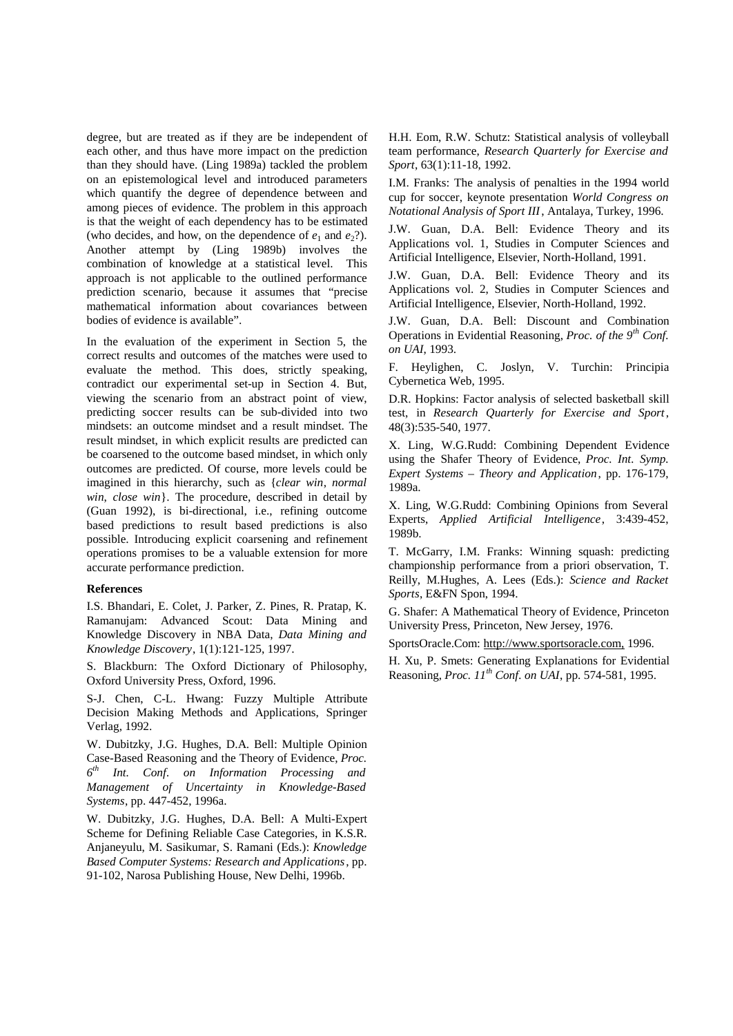degree, but are treated as if they are be independent of each other, and thus have more impact on the prediction than they should have. (Ling 1989a) tackled the problem on an epistemological level and introduced parameters which quantify the degree of dependence between and among pieces of evidence. The problem in this approach is that the weight of each dependency has to be estimated (who decides, and how, on the dependence of $e_1$ and $e_2$?). Another attempt by (Ling 1989b) involves the combination of knowledge at a statistical level. This approach is not applicable to the outlined performance prediction scenario, because it assumes that "precise mathematical information about covariances between bodies of evidence is available".

In the evaluation of the experiment in Section 5, the correct results and outcomes of the matches were used to evaluate the method. This does, strictly speaking, contradict our experimental set-up in Section 4. But, viewing the scenario from an abstract point of view, predicting soccer results can be sub-divided into two mindsets: an outcome mindset and a result mindset. The result mindset, in which explicit results are predicted can be coarsened to the outcome based mindset, in which only outcomes are predicted. Of course, more levels could be imagined in this hierarchy, such as {*clear win*, *normal win*, *close win*}. The procedure, described in detail by (Guan 1992), is bi-directional, i.e., refining outcome based predictions to result based predictions is also possible. Introducing explicit coarsening and refinement operations promises to be a valuable extension for more accurate performance prediction.

**References**

I.S. Bhandari, E. Colet, J. Parker, Z. Pines, R. Pratap, K. Ramanujam: Advanced Scout: Data Mining and Knowledge Discovery in NBA Data, *Data Mining and Knowledge Discovery*, 1(1):121-125, 1997.

S. Blackburn: The Oxford Dictionary of Philosophy, Oxford University Press, Oxford, 1996.

S-J. Chen, C-L. Hwang: Fuzzy Multiple Attribute Decision Making Methods and Applications, Springer Verlag, 1992.

W. Dubitzky, J.G. Hughes, D.A. Bell: Multiple Opinion Case-Based Reasoning and the Theory of Evidence, *Proc. 6th Int. Conf. on Information Processing and Management of Uncertainty in Knowledge-Based Systems*, pp. 447-452, 1996a.

W. Dubitzky, J.G. Hughes, D.A. Bell: A Multi-Expert Scheme for Defining Reliable Case Categories, in K.S.R. Anjaneyulu, M. Sasikumar, S. Ramani (Eds.): *Knowledge Based Computer Systems: Research and Applications*, pp. 91-102, Narosa Publishing House, New Delhi, 1996b.

H.H. Eom, R.W. Schutz: Statistical analysis of volleyball team performance, *Research Quarterly for Exercise and Sport*, 63(1):11-18, 1992.

I.M. Franks: The analysis of penalties in the 1994 world cup for soccer, keynote presentation *World Congress on Notational Analysis of Sport III*, Antalaya, Turkey, 1996.

J.W. Guan, D.A. Bell: Evidence Theory and its Applications vol. 1, Studies in Computer Sciences and Artificial Intelligence, Elsevier, North-Holland, 1991.

J.W. Guan, D.A. Bell: Evidence Theory and its Applications vol. 2, Studies in Computer Sciences and Artificial Intelligence, Elsevier, North-Holland, 1992.

J.W. Guan, D.A. Bell: Discount and Combination Operations in Evidential Reasoning, *Proc. of the 9th Conf. on UAI*, 1993.

F. Heylighen, C. Joslyn, V. Turchin: Principia Cybernetica Web, 1995.

D.R. Hopkins: Factor analysis of selected basketball skill test, in *Research Quarterly for Exercise and Sport*, 48(3):535-540, 1977.

X. Ling, W.G.Rudd: Combining Dependent Evidence using the Shafer Theory of Evidence, *Proc. Int. Symp. Expert Systems – Theory and Application*, pp. 176-179, 1989a.

X. Ling, W.G.Rudd: Combining Opinions from Several Experts, *Applied Artificial Intelligence*, 3:439-452, 1989b.

T. McGarry, I.M. Franks: Winning squash: predicting championship performance from a priori observation, T. Reilly, M.Hughes, A. Lees (Eds.): *Science and Racket Sports*, E&FN Spon, 1994.

G. Shafer: A Mathematical Theory of Evidence, Princeton University Press, Princeton, New Jersey, 1976.

SportsOracle.Com: http://www.sportsoracle.com, 1996.

H. Xu, P. Smets: Generating Explanations for Evidential Reasoning, *Proc. 11th Conf. on UAI*, pp. 574-581, 1995.